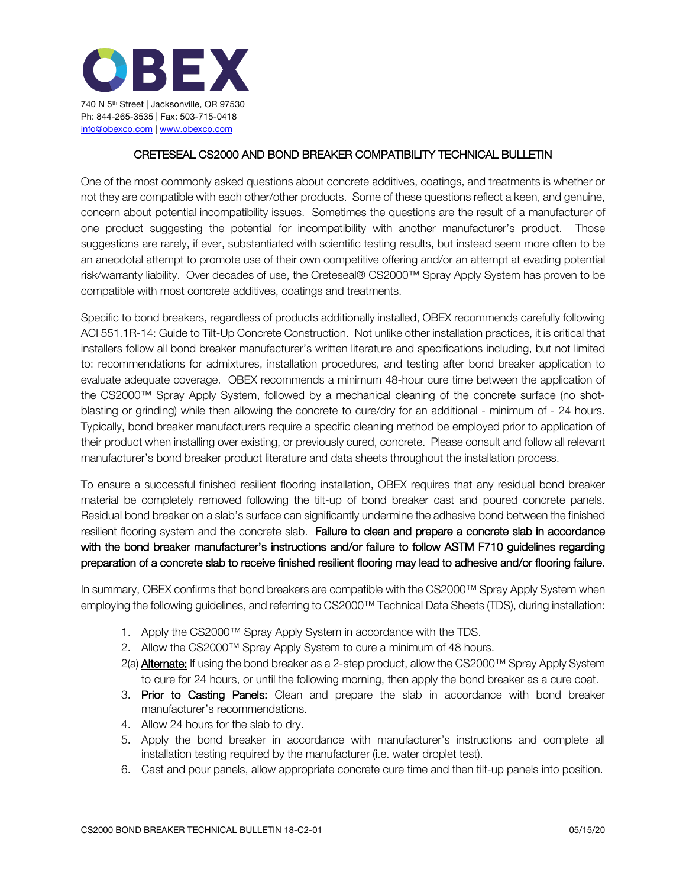# OBEX

740 N 5th Street | Jacksonville, OR 97530
Ph: 844-265-3535 | Fax: 503-715-0418
info@obexco.com | www.obexco.com

## CRETESEAL CS2000 AND BOND BREAKER COMPATIBILITY TECHNICAL BULLETIN

One of the most commonly asked questions about concrete additives, coatings, and treatments is whether or not they are compatible with each other/other products. Some of these questions reflect a keen, and genuine, concern about potential incompatibility issues. Sometimes the questions are the result of a manufacturer of one product suggesting the potential for incompatibility with another manufacturer's product. Those suggestions are rarely, if ever, substantiated with scientific testing results, but instead seem more often to be an anecdotal attempt to promote use of their own competitive offering and/or an attempt at evading potential risk/warranty liability. Over decades of use, the Creteseal® CS2000™ Spray Apply System has proven to be compatible with most concrete additives, coatings and treatments.

Specific to bond breakers, regardless of products additionally installed, OBEX recommends carefully following ACI 551.1R-14: Guide to Tilt-Up Concrete Construction. Not unlike other installation practices, it is critical that installers follow all bond breaker manufacturer's written literature and specifications including, but not limited to: recommendations for admixtures, installation procedures, and testing after bond breaker application to evaluate adequate coverage. OBEX recommends a minimum 48-hour cure time between the application of the CS2000™ Spray Apply System, followed by a mechanical cleaning of the concrete surface (no shot-blasting or grinding) while then allowing the concrete to cure/dry for an additional - minimum of - 24 hours. Typically, bond breaker manufacturers require a specific cleaning method be employed prior to application of their product when installing over existing, or previously cured, concrete. Please consult and follow all relevant manufacturer's bond breaker product literature and data sheets throughout the installation process.

To ensure a successful finished resilient flooring installation, OBEX requires that any residual bond breaker material be completely removed following the tilt-up of bond breaker cast and poured concrete panels. Residual bond breaker on a slab's surface can significantly undermine the adhesive bond between the finished resilient flooring system and the concrete slab. **Failure to clean and prepare a concrete slab in accordance with the bond breaker manufacturer's instructions and/or failure to follow ASTM F710 guidelines regarding preparation of a concrete slab to receive finished resilient flooring may lead to adhesive and/or flooring failure**.

In summary, OBEX confirms that bond breakers are compatible with the CS2000™ Spray Apply System when employing the following guidelines, and referring to CS2000™ Technical Data Sheets (TDS), during installation:

1. Apply the CS2000™ Spray Apply System in accordance with the TDS.
2. Allow the CS2000™ Spray Apply System to cure a minimum of 48 hours.

   2(a) **Alternate:** If using the bond breaker as a 2-step product, allow the CS2000™ Spray Apply System to cure for 24 hours, or until the following morning, then apply the bond breaker as a cure coat.

3. **Prior to Casting Panels:** Clean and prepare the slab in accordance with bond breaker manufacturer's recommendations.
4. Allow 24 hours for the slab to dry.
5. Apply the bond breaker in accordance with manufacturer's instructions and complete all installation testing required by the manufacturer (i.e. water droplet test).
6. Cast and pour panels, allow appropriate concrete cure time and then tilt-up panels into position.

CS2000 BOND BREAKER TECHNICAL BULLETIN 18-C2-01 05/15/20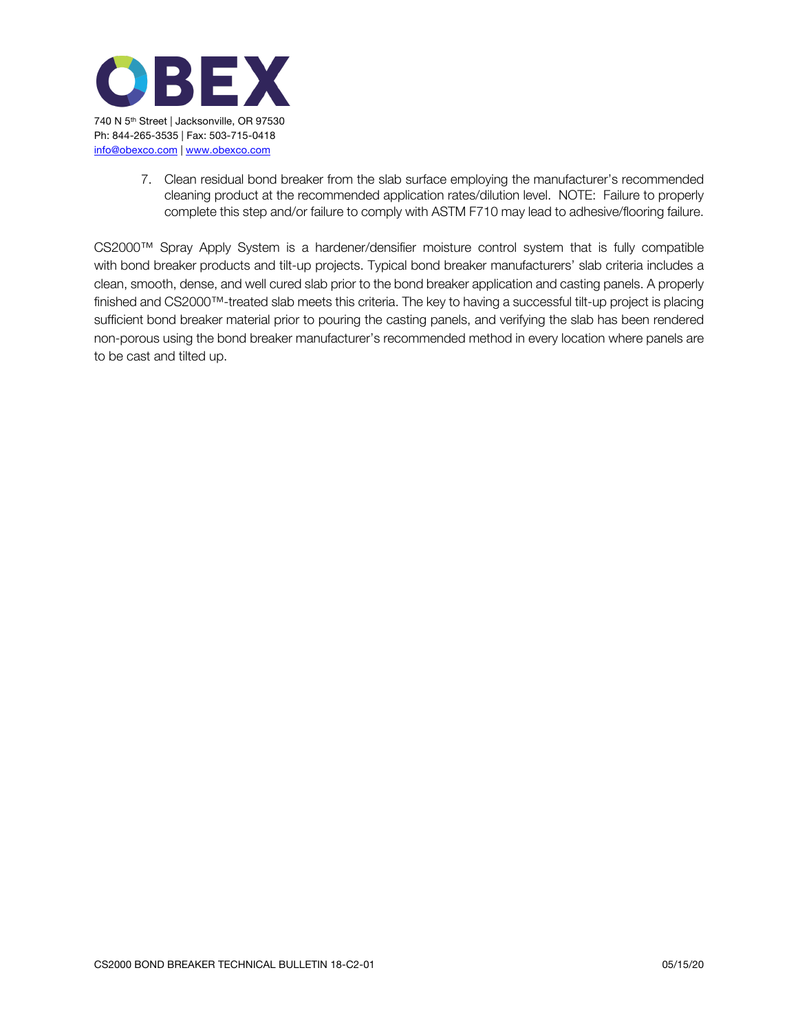7. Clean residual bond breaker from the slab surface employing the manufacturer's recommended cleaning product at the recommended application rates/dilution level. NOTE: Failure to properly complete this step and/or failure to comply with ASTM F710 may lead to adhesive/flooring failure.

CS2000™ Spray Apply System is a hardener/densifier moisture control system that is fully compatible with bond breaker products and tilt-up projects. Typical bond breaker manufacturers' slab criteria includes a clean, smooth, dense, and well cured slab prior to the bond breaker application and casting panels. A properly finished and CS2000™-treated slab meets this criteria. The key to having a successful tilt-up project is placing sufficient bond breaker material prior to pouring the casting panels, and verifying the slab has been rendered non-porous using the bond breaker manufacturer's recommended method in every location where panels are to be cast and tilted up.